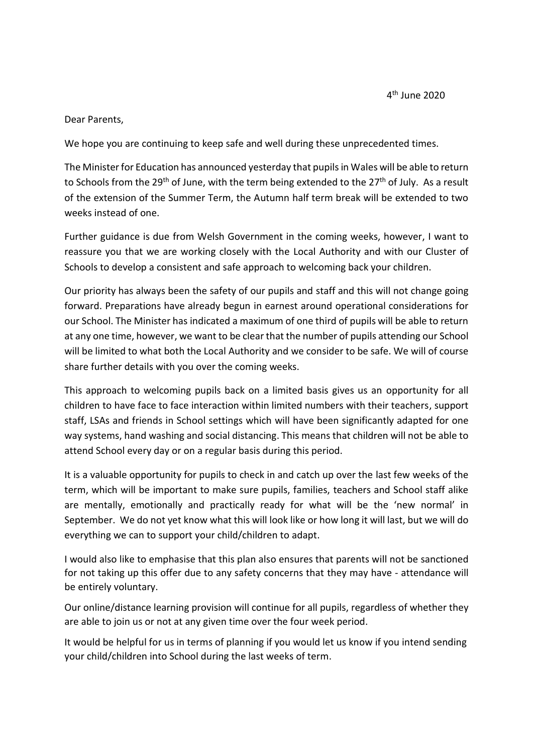4th June 2020

Dear Parents,

We hope you are continuing to keep safe and well during these unprecedented times.

The Minister for Education has announced yesterday that pupils in Wales will be able to return to Schools from the 29th of June, with the term being extended to the 27th of July. As a result of the extension of the Summer Term, the Autumn half term break will be extended to two weeks instead of one.

Further guidance is due from Welsh Government in the coming weeks, however, I want to reassure you that we are working closely with the Local Authority and with our Cluster of Schools to develop a consistent and safe approach to welcoming back your children.

Our priority has always been the safety of our pupils and staff and this will not change going forward. Preparations have already begun in earnest around operational considerations for our School. The Minister has indicated a maximum of one third of pupils will be able to return at any one time, however, we want to be clear that the number of pupils attending our School will be limited to what both the Local Authority and we consider to be safe. We will of course share further details with you over the coming weeks.

This approach to welcoming pupils back on a limited basis gives us an opportunity for all children to have face to face interaction within limited numbers with their teachers, support staff, LSAs and friends in School settings which will have been significantly adapted for one way systems, hand washing and social distancing. This means that children will not be able to attend School every day or on a regular basis during this period.

It is a valuable opportunity for pupils to check in and catch up over the last few weeks of the term, which will be important to make sure pupils, families, teachers and School staff alike are mentally, emotionally and practically ready for what will be the 'new normal' in September. We do not yet know what this will look like or how long it will last, but we will do everything we can to support your child/children to adapt.

I would also like to emphasise that this plan also ensures that parents will not be sanctioned for not taking up this offer due to any safety concerns that they may have - attendance will be entirely voluntary.

Our online/distance learning provision will continue for all pupils, regardless of whether they are able to join us or not at any given time over the four week period.

It would be helpful for us in terms of planning if you would let us know if you intend sending your child/children into School during the last weeks of term.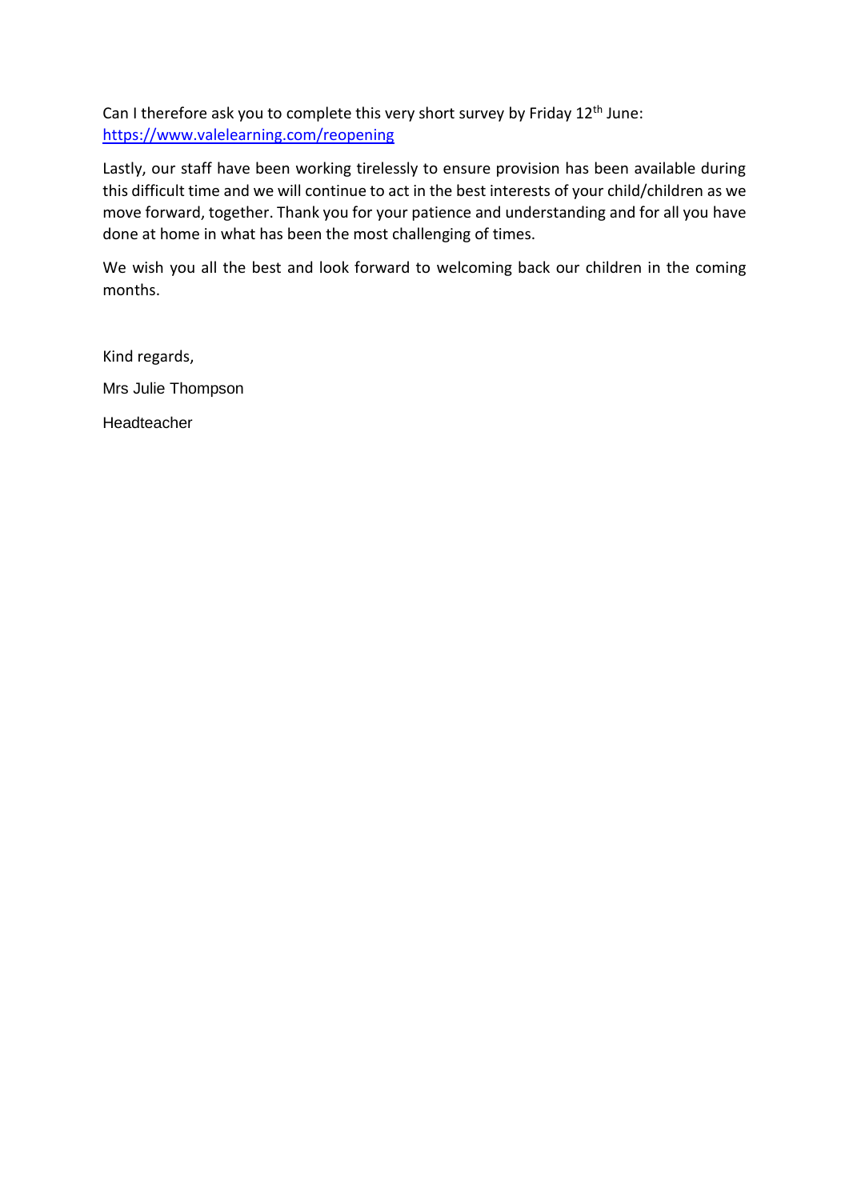Can I therefore ask you to complete this very short survey by Friday 12th June: https://www.valelearning.com/reopening

Lastly, our staff have been working tirelessly to ensure provision has been available during this difficult time and we will continue to act in the best interests of your child/children as we move forward, together. Thank you for your patience and understanding and for all you have done at home in what has been the most challenging of times.

We wish you all the best and look forward to welcoming back our children in the coming months.

Kind regards,

Mrs Julie Thompson

Headteacher